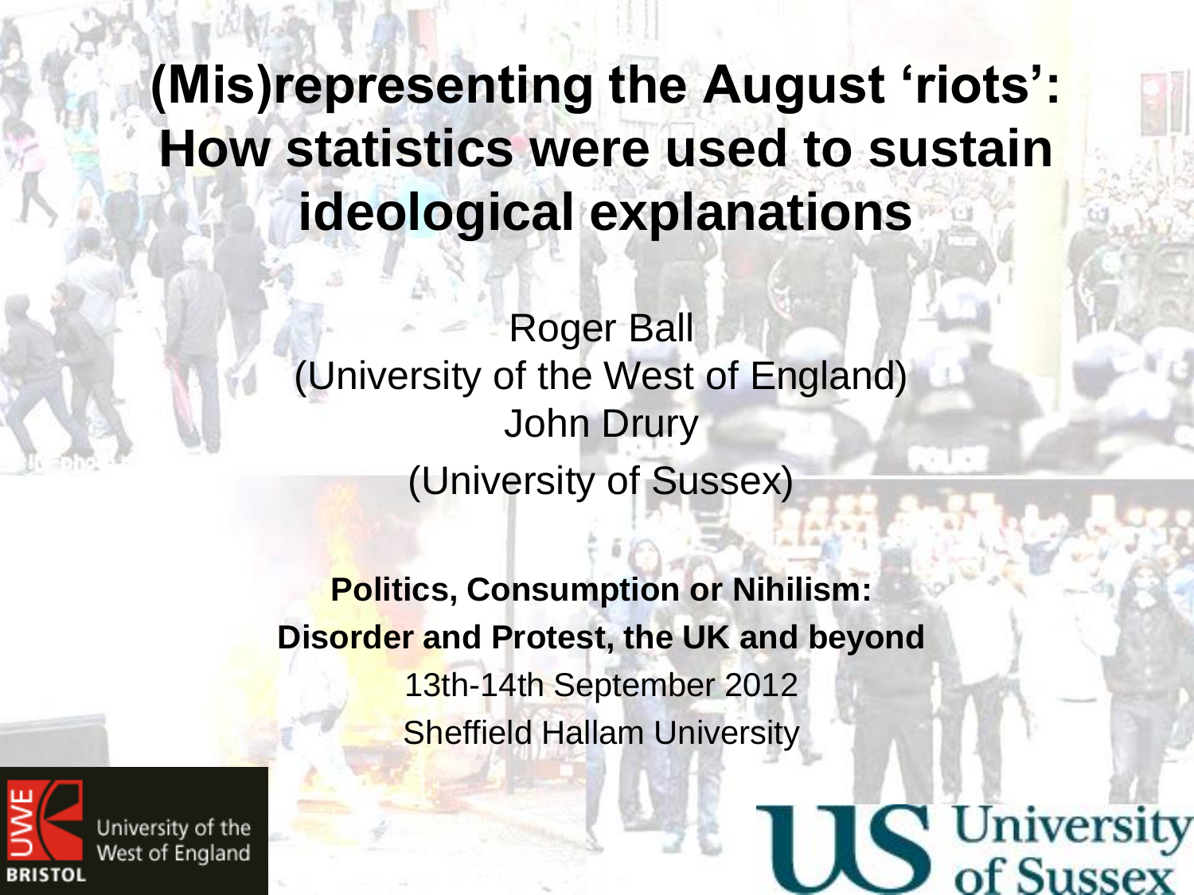# (Mis)representing the August 'riots': How statistics were used to sustain ideological explanations

Roger Ball
(University of the West of England)
John Drury
(University of Sussex)

**Politics, Consumption or Nihilism: Disorder and Protest, the UK and beyond**

13th-14th September 2012

Sheffield Hallam University

University of the West of England
BRISTOL

University of Sussex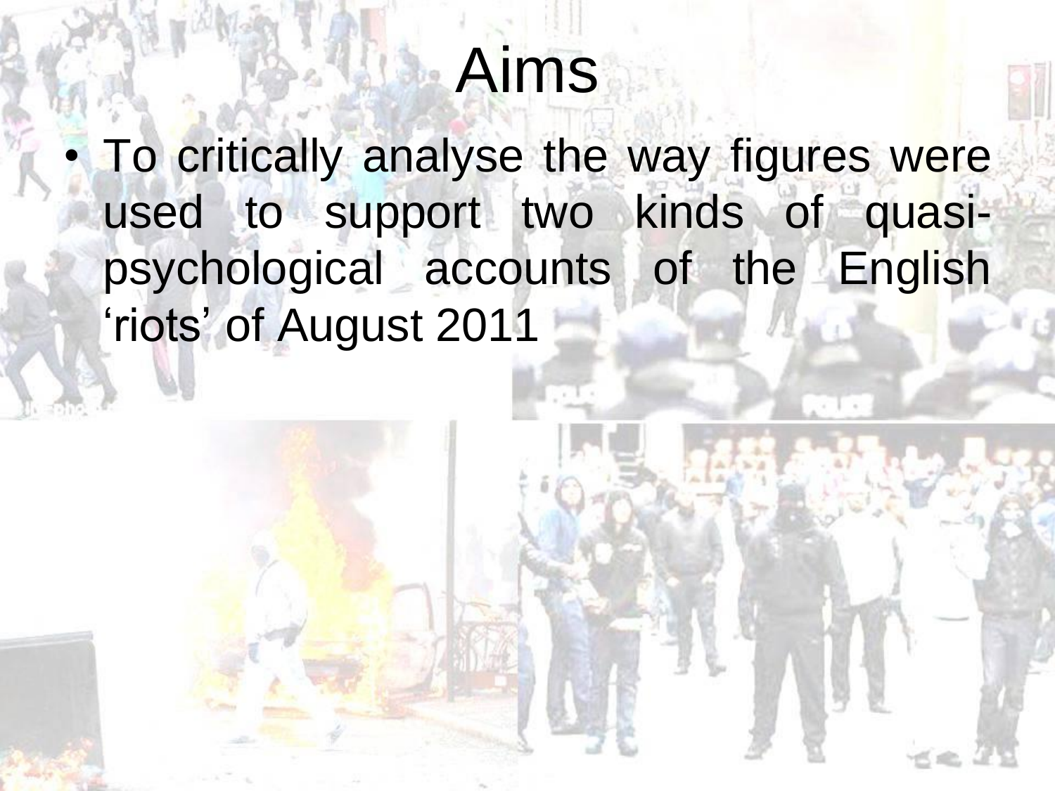# Aims

- To critically analyse the way figures were used to support two kinds of quasi-psychological accounts of the English ‘riots’ of August 2011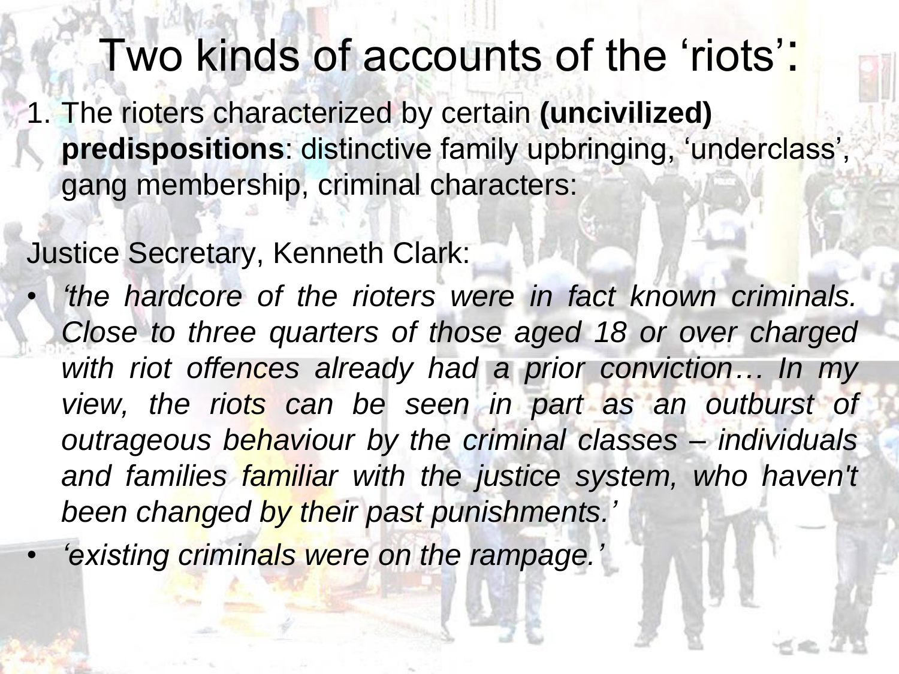# Two kinds of accounts of the 'riots':

1. The rioters characterized by certain **(uncivilized) predispositions**: distinctive family upbringing, 'underclass', gang membership, criminal characters:

Justice Secretary, Kenneth Clark:

- *'the hardcore of the rioters were in fact known criminals. Close to three quarters of those aged 18 or over charged with riot offences already had a prior conviction… In my view, the riots can be seen in part as an outburst of outrageous behaviour by the criminal classes – individuals and families familiar with the justice system, who haven't been changed by their past punishments.'*
- *'existing criminals were on the rampage.'*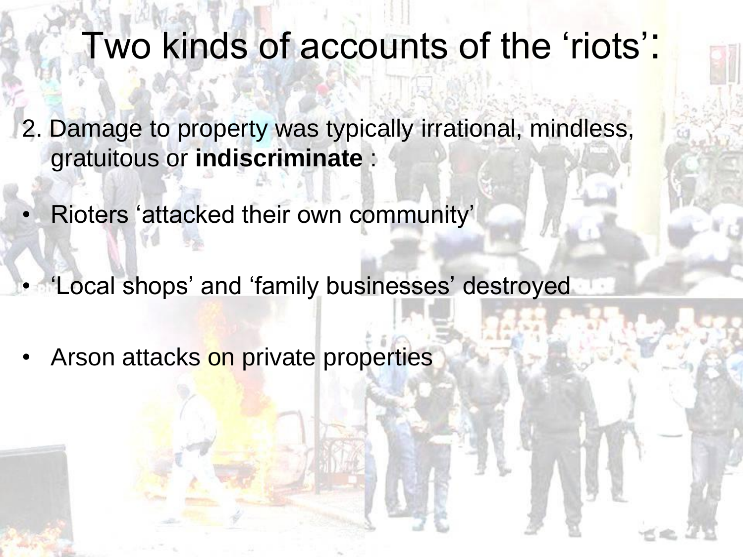# Two kinds of accounts of the 'riots':

2. Damage to property was typically irrational, mindless, gratuitous or **indiscriminate** :

- Rioters 'attacked their own community'
- 'Local shops' and 'family businesses' destroyed
- Arson attacks on private properties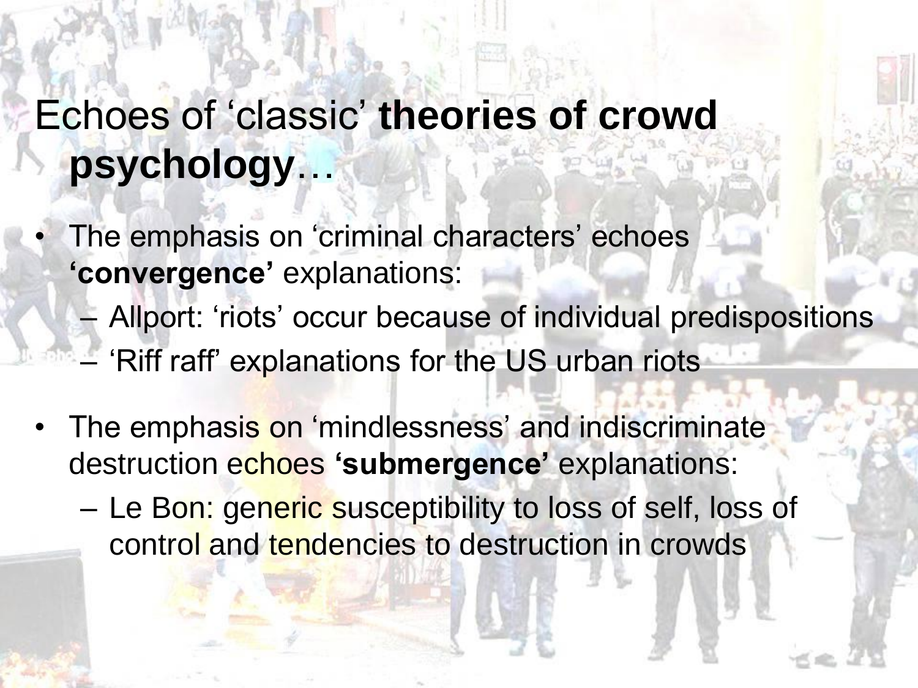# Echoes of 'classic' **theories of crowd psychology**…

- The emphasis on 'criminal characters' echoes **'convergence'** explanations:
  - Allport: 'riots' occur because of individual predispositions
  - 'Riff raff' explanations for the US urban riots
- The emphasis on 'mindlessness' and indiscriminate destruction echoes **'submergence'** explanations:
  - Le Bon: generic susceptibility to loss of self, loss of control and tendencies to destruction in crowds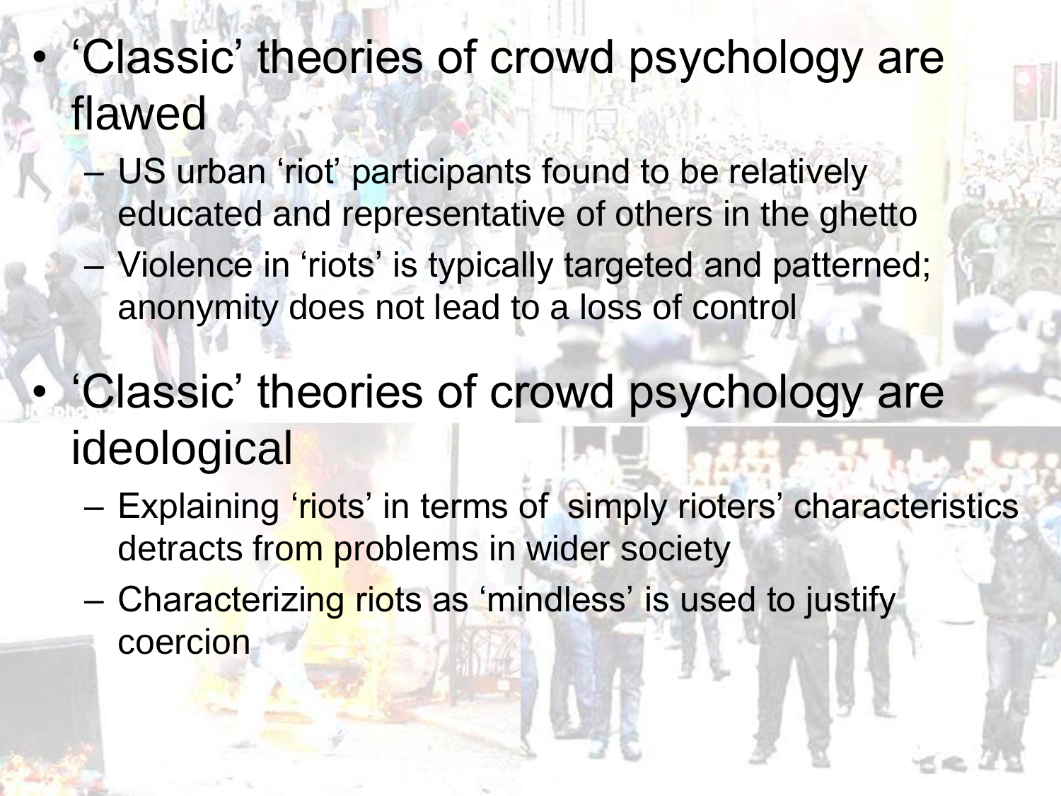- ‘Classic’ theories of crowd psychology are flawed
  - US urban ‘riot’ participants found to be relatively educated and representative of others in the ghetto
  - Violence in ‘riots’ is typically targeted and patterned; anonymity does not lead to a loss of control
- ‘Classic’ theories of crowd psychology are ideological
  - Explaining ‘riots’ in terms of simply rioters’ characteristics detracts from problems in wider society
  - Characterizing riots as ‘mindless’ is used to justify coercion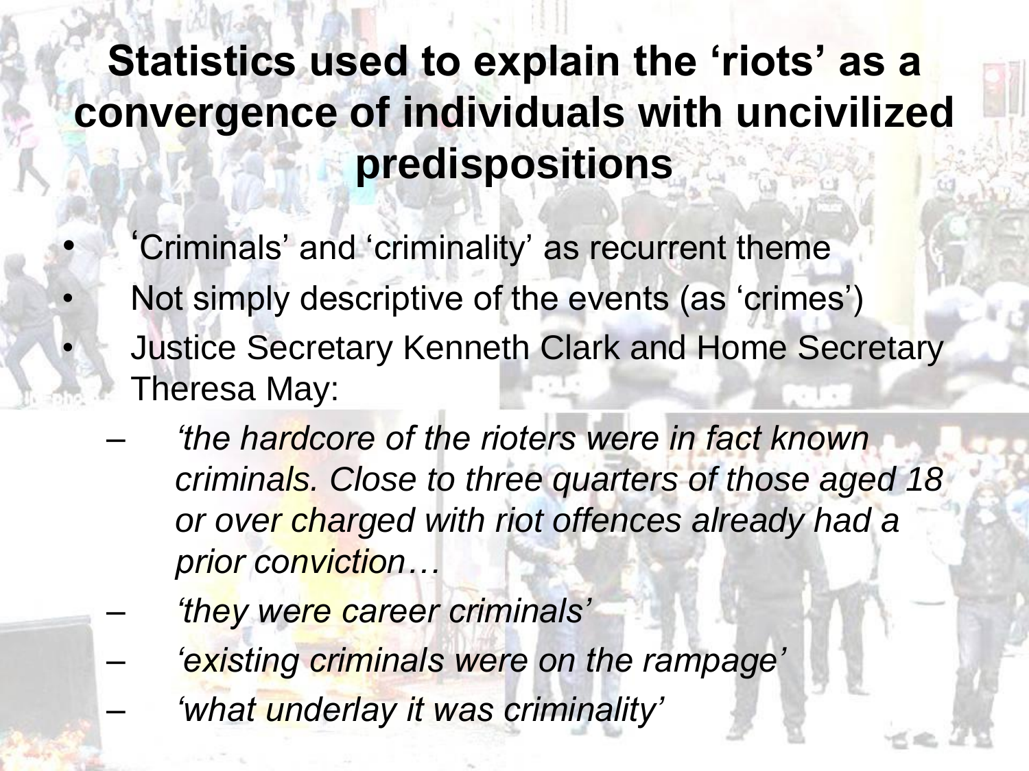# Statistics used to explain the 'riots' as a convergence of individuals with uncivilized predispositions

- 'Criminals' and 'criminality' as recurrent theme
- Not simply descriptive of the events (as 'crimes')
- Justice Secretary Kenneth Clark and Home Secretary Theresa May:
  - *'the hardcore of the rioters were in fact known criminals. Close to three quarters of those aged 18 or over charged with riot offences already had a prior conviction…*
  - *'they were career criminals'*
  - *'existing criminals were on the rampage'*
  - *'what underlay it was criminality'*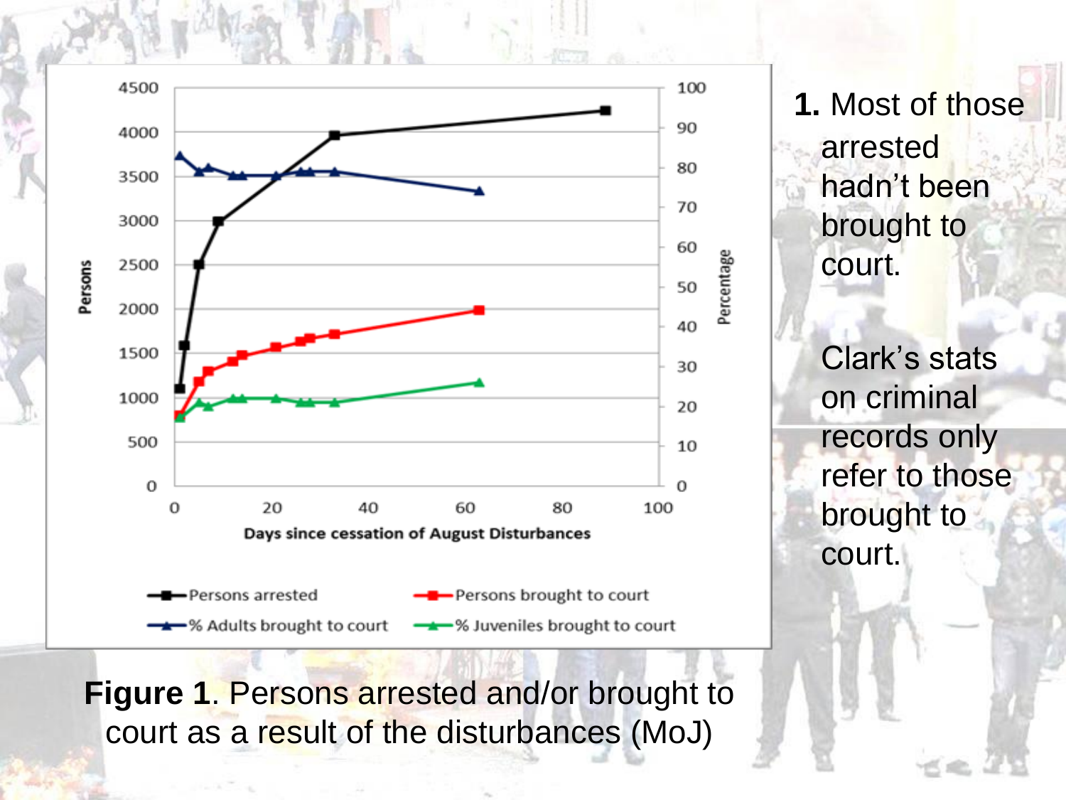1. Most of those arrested hadn't been brought to court.

   Clark's stats on criminal records only refer to those brought to court.

**Figure 1**. Persons arrested and/or brought to court as a result of the disturbances (MoJ)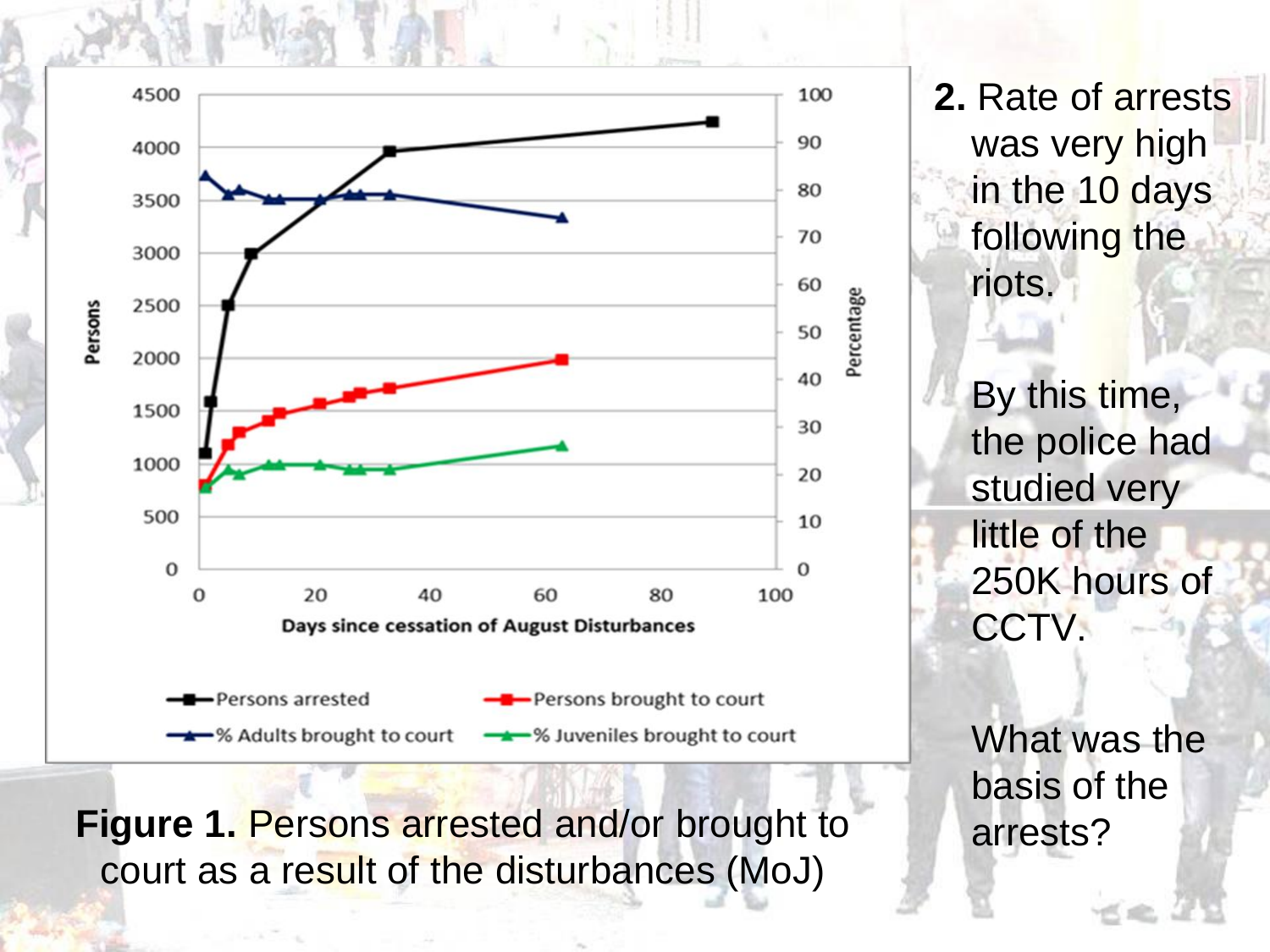**Figure 1.** Persons arrested and/or brought to court as a result of the disturbances (MoJ)

**2.** Rate of arrests was very high in the 10 days following the riots.

By this time, the police had studied very little of the 250K hours of CCTV.

What was the basis of the arrests?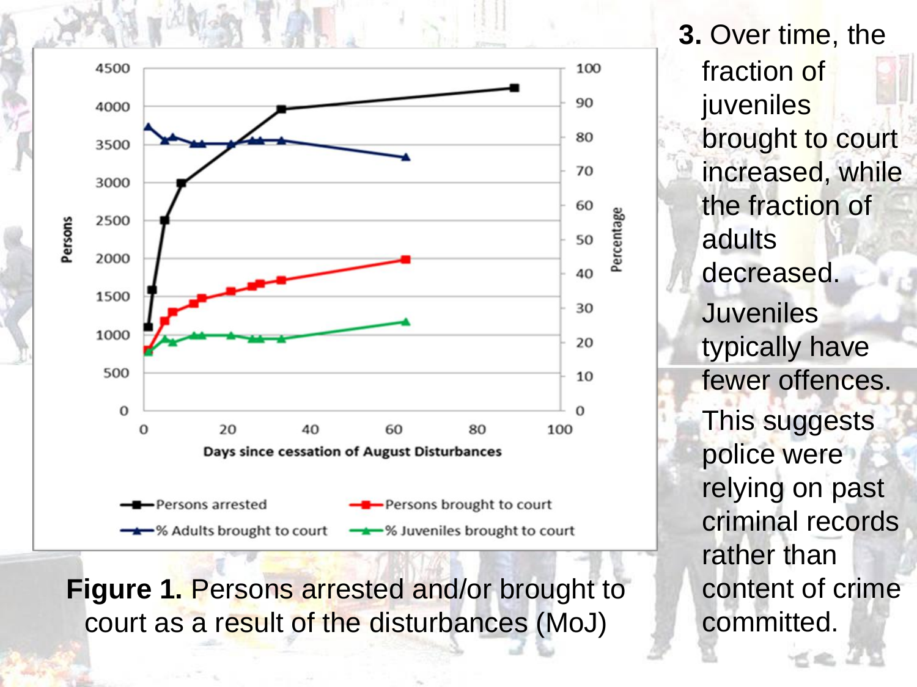Figure 1. Persons arrested and/or brought to court as a result of the disturbances (MoJ)

**3.** Over time, the fraction of juveniles brought to court increased, while the fraction of adults decreased.

Juveniles typically have fewer offences.

This suggests police were relying on past criminal records rather than content of crime committed.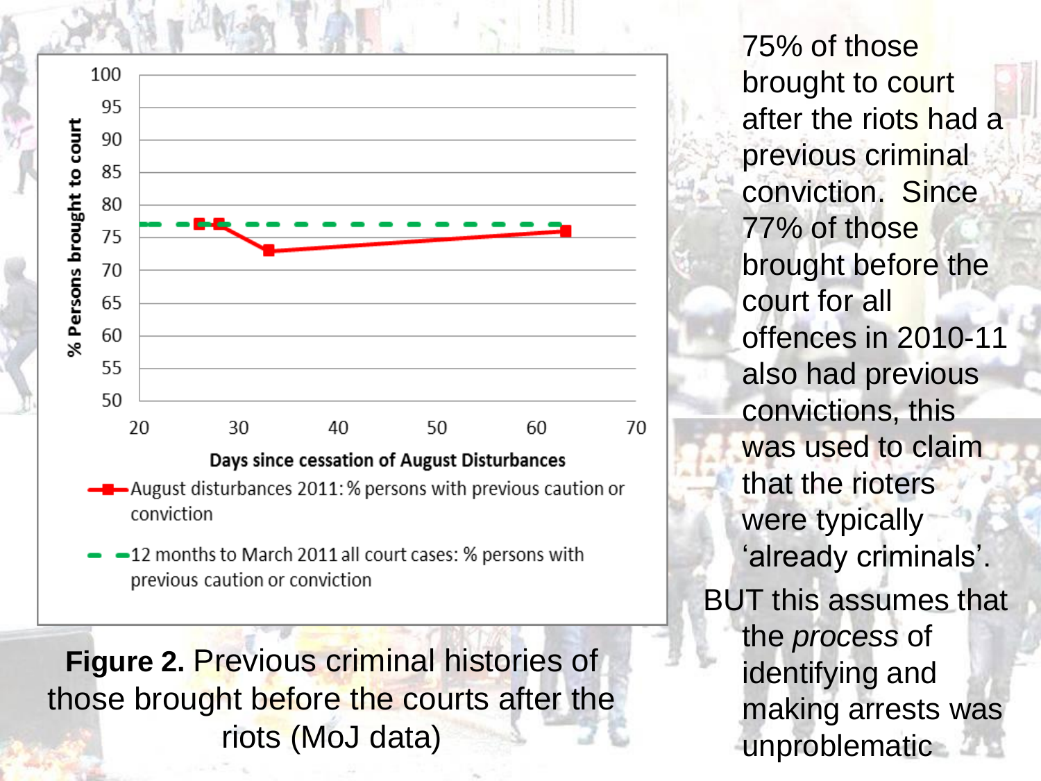**Figure 2.** Previous criminal histories of those brought before the courts after the riots (MoJ data)

75% of those brought to court after the riots had a previous criminal conviction. Since 77% of those brought before the court for all offences in 2010-11 also had previous convictions, this was used to claim that the rioters were typically 'already criminals'.

BUT this assumes that the *process* of identifying and making arrests was unproblematic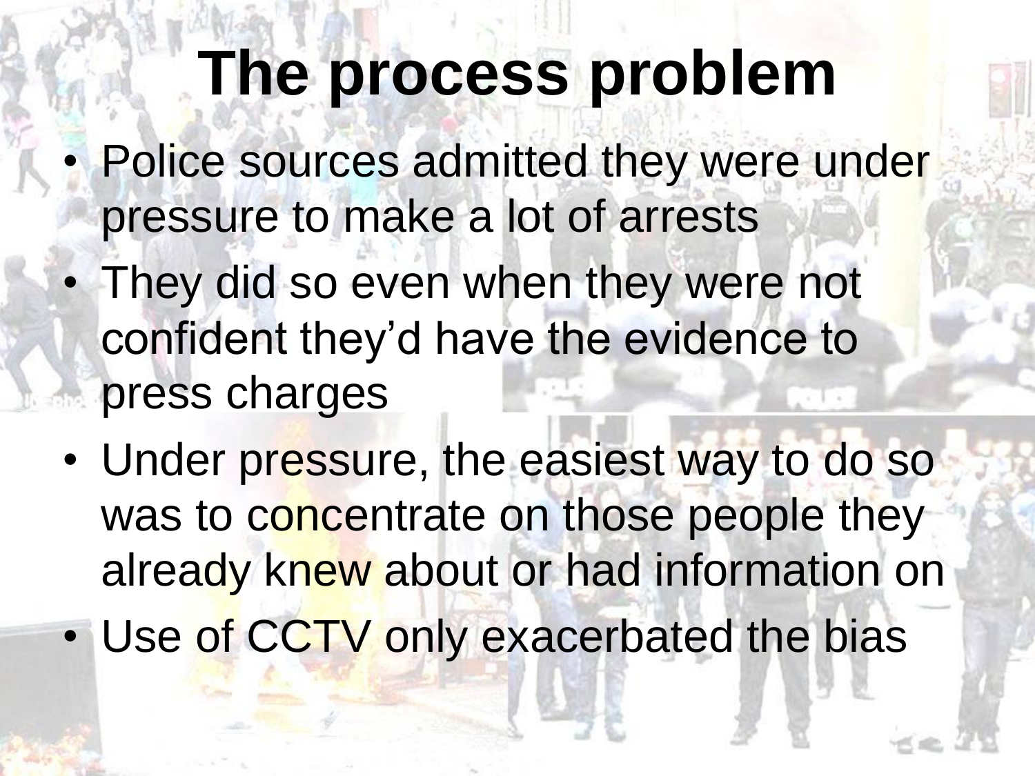# The process problem

- Police sources admitted they were under pressure to make a lot of arrests
- They did so even when they were not confident they'd have the evidence to press charges
- Under pressure, the easiest way to do so was to concentrate on those people they already knew about or had information on
- Use of CCTV only exacerbated the bias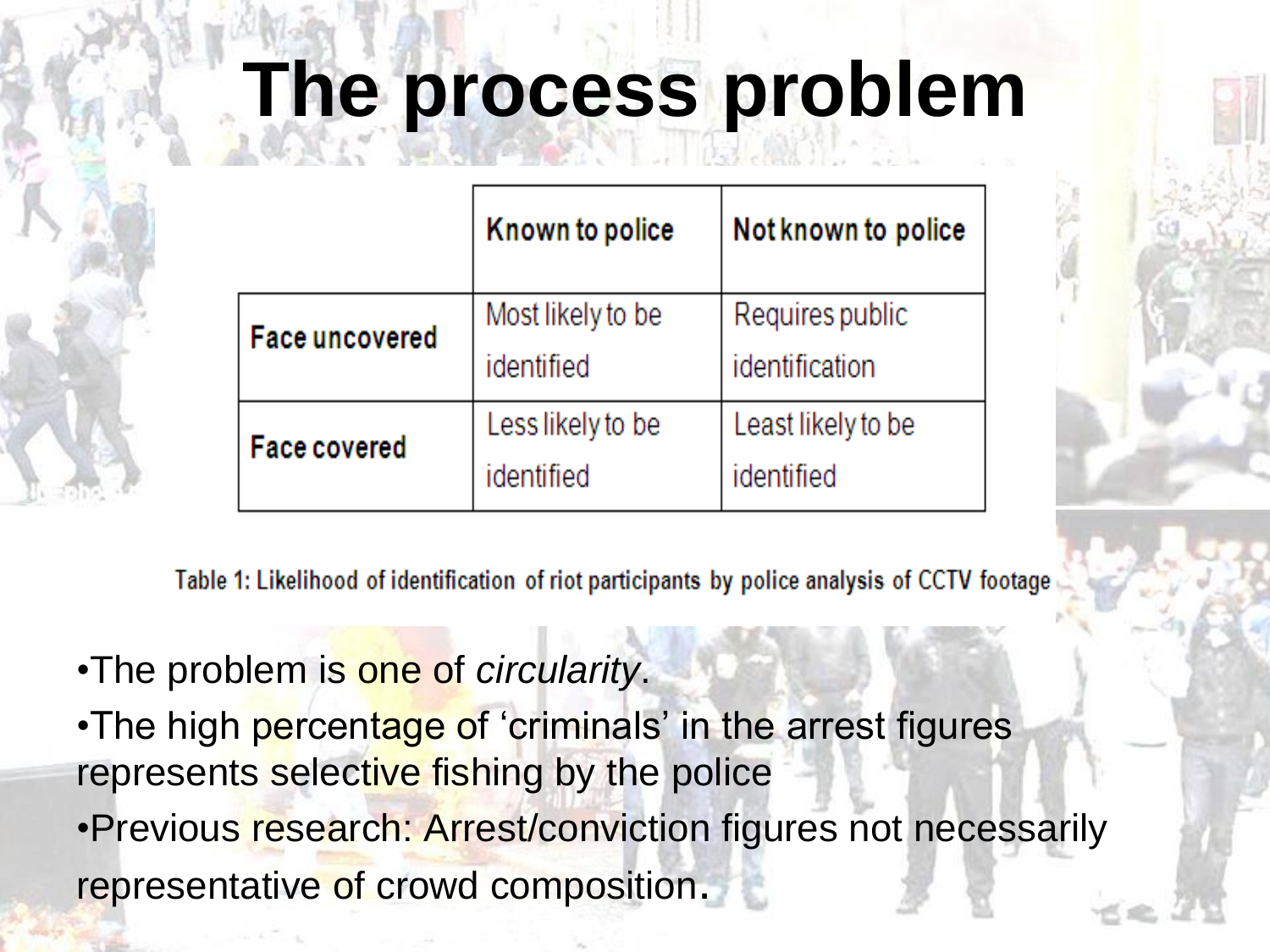# The process problem

| | Known to police | Not known to police |
|---|---|---|
| **Face uncovered** | Most likely to be identified | Requires public identification |
| **Face covered** | Less likely to be identified | Least likely to be identified |

Table 1: Likelihood of identification of riot participants by police analysis of CCTV footage

- The problem is one of *circularity*.
- The high percentage of 'criminals' in the arrest figures represents selective fishing by the police
- Previous research: Arrest/conviction figures not necessarily representative of crowd composition.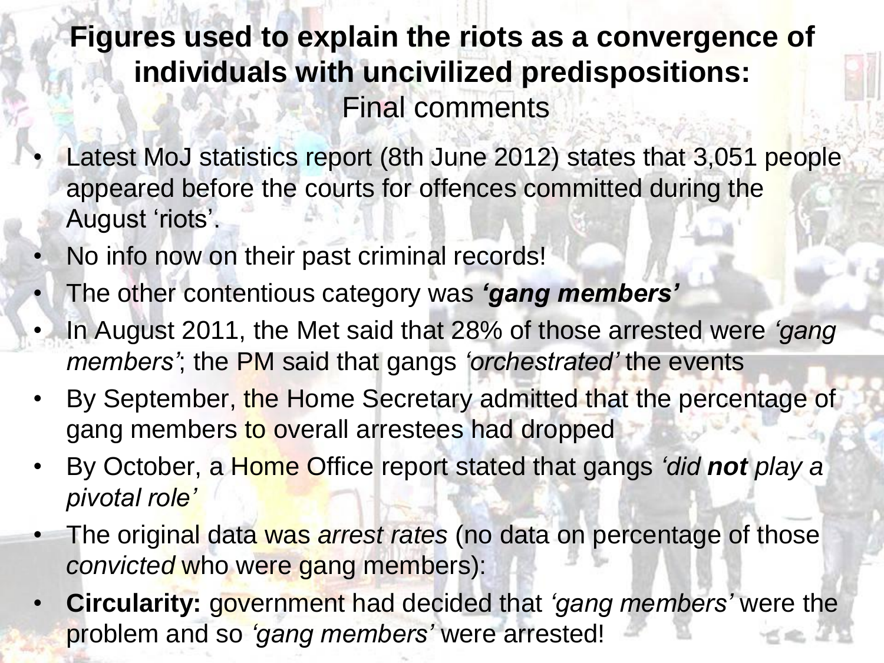# Figures used to explain the riots as a convergence of individuals with uncivilized predispositions:

## Final comments

- Latest MoJ statistics report (8th June 2012) states that 3,051 people appeared before the courts for offences committed during the August 'riots'.
- No info now on their past criminal records!
- The other contentious category was ***'gang members'***
- In August 2011, the Met said that 28% of those arrested were *'gang members'*; the PM said that gangs *'orchestrated'* the events
- By September, the Home Secretary admitted that the percentage of gang members to overall arrestees had dropped
- By October, a Home Office report stated that gangs *'did **not** play a pivotal role'*
- The original data was *arrest rates* (no data on percentage of those *convicted* who were gang members):
- **Circularity:** government had decided that *'gang members'* were the problem and so *'gang members'* were arrested!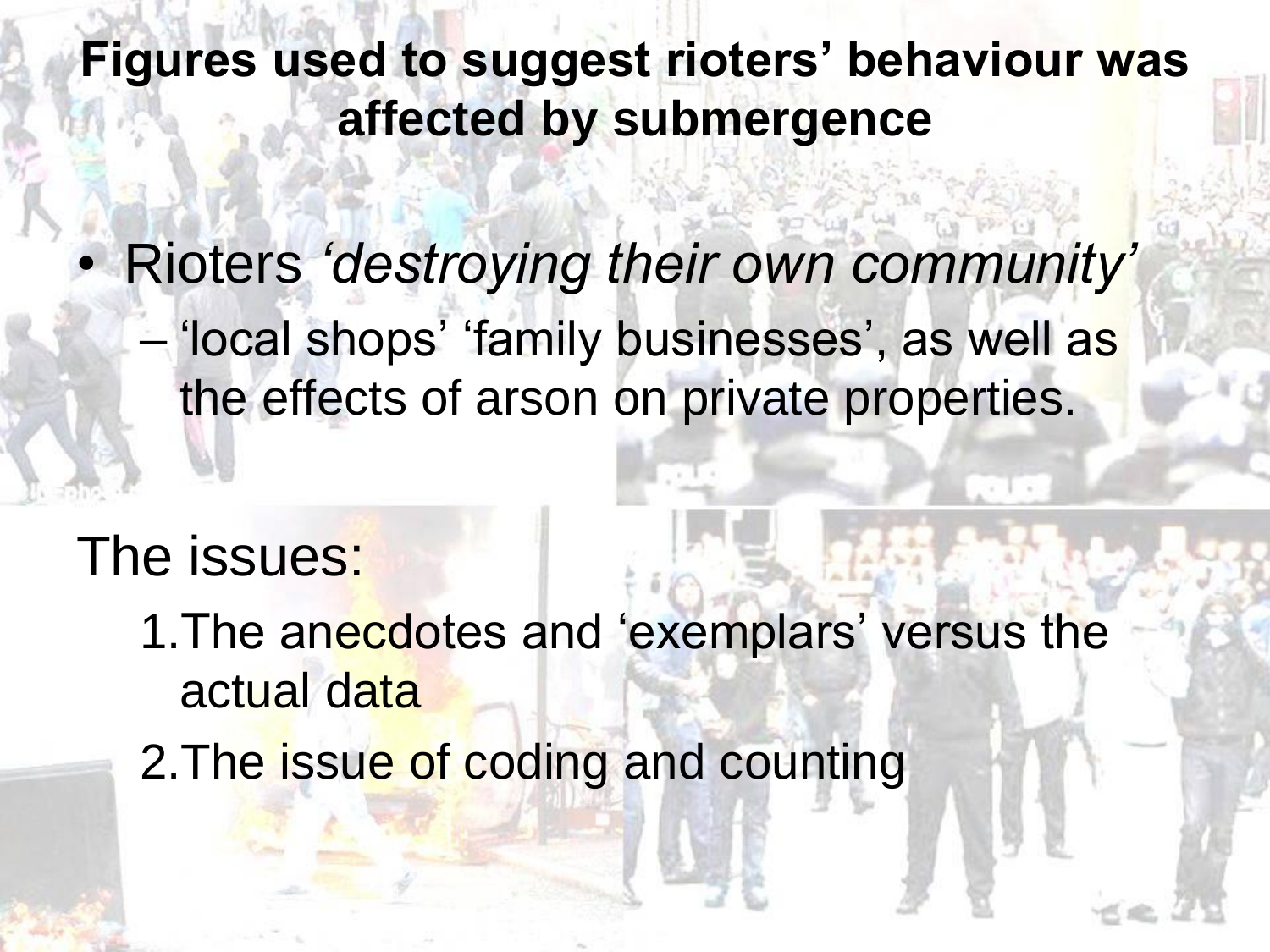## Figures used to suggest rioters' behaviour was affected by submergence

- Rioters *'destroying their own community'*
  - 'local shops' 'family businesses', as well as the effects of arson on private properties.

The issues:

1. The anecdotes and 'exemplars' versus the actual data
2. The issue of coding and counting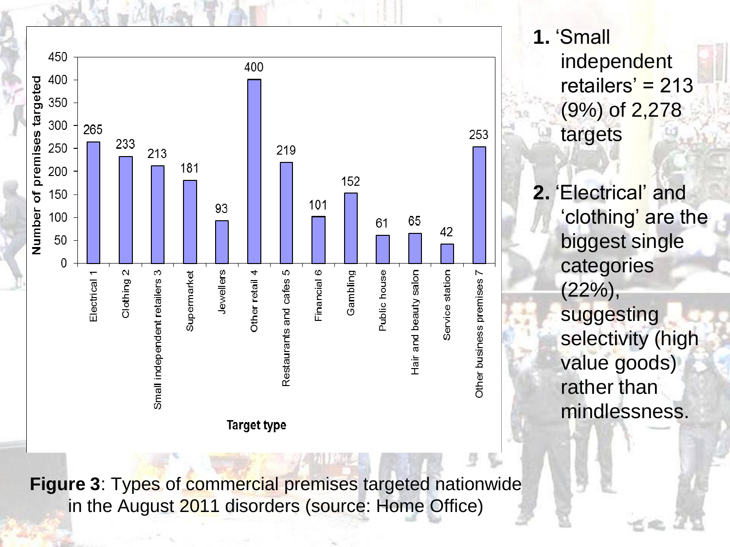| Target type | Number of premises targeted |
|---|---|
| Electrical 1 | 265 |
| Clothing 2 | 233 |
| Small independent retailers 3 | 213 |
| Supermarket | 181 |
| Jewellers | 93 |
| Other retail 4 | 400 |
| Restaurants and cafes 5 | 219 |
| Financial 6 | 101 |
| Gambling | 152 |
| Public house | 61 |
| Hair and beauty salon | 65 |
| Service station | 42 |
| Other business premises 7 | 253 |

**Figure 3**: Types of commercial premises targeted nationwide in the August 2011 disorders (source: Home Office)

**1.** 'Small independent retailers' = 213 (9%) of 2,278 targets

**2.** 'Electrical' and 'clothing' are the biggest single categories (22%), suggesting selectivity (high value goods) rather than mindlessness.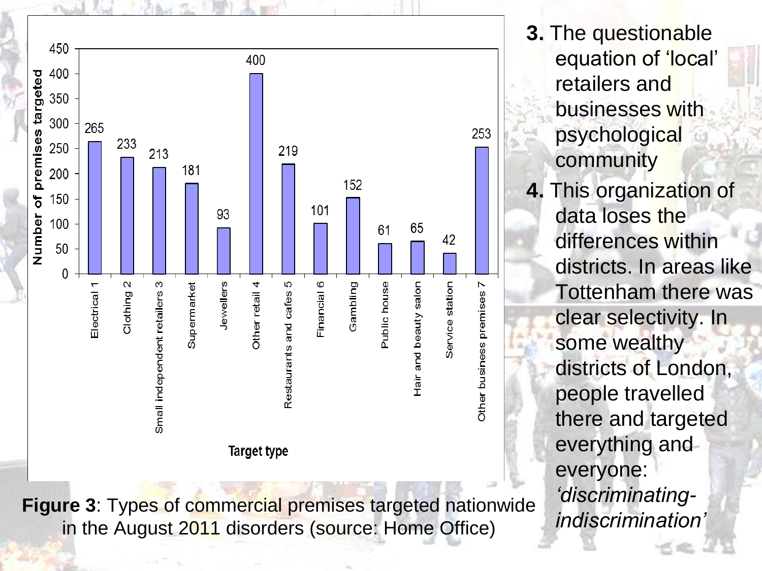| Target type | Number of premises targeted |
|---|---|
| Electrical 1 | 265 |
| Clothing 2 | 233 |
| Small independent retailers 3 | 213 |
| Supermarket | 181 |
| Jewellers | 93 |
| Other retail 4 | 400 |
| Restaurants and cafes 5 | 219 |
| Financial 6 | 101 |
| Gambling | 152 |
| Public house | 61 |
| Hair and beauty salon | 65 |
| Service station | 42 |
| Other business premises 7 | 253 |

**Figure 3**: Types of commercial premises targeted nationwide in the August 2011 disorders (source: Home Office)

**3.** The questionable equation of 'local' retailers and businesses with psychological community

**4.** This organization of data loses the differences within districts. In areas like Tottenham there was clear selectivity. In some wealthy districts of London, people travelled there and targeted everything and everyone: *'discriminating-indiscrimination'*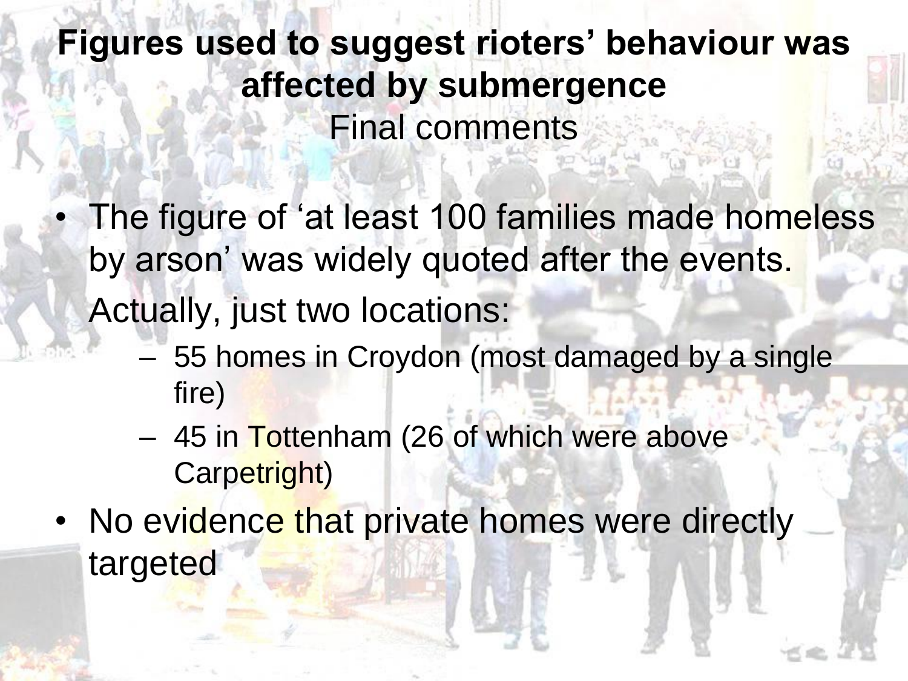# Figures used to suggest rioters' behaviour was affected by submergence

## Final comments

- The figure of 'at least 100 families made homeless by arson' was widely quoted after the events.

  Actually, just two locations:
  - 55 homes in Croydon (most damaged by a single fire)
  - 45 in Tottenham (26 of which were above Carpetright)
- No evidence that private homes were directly targeted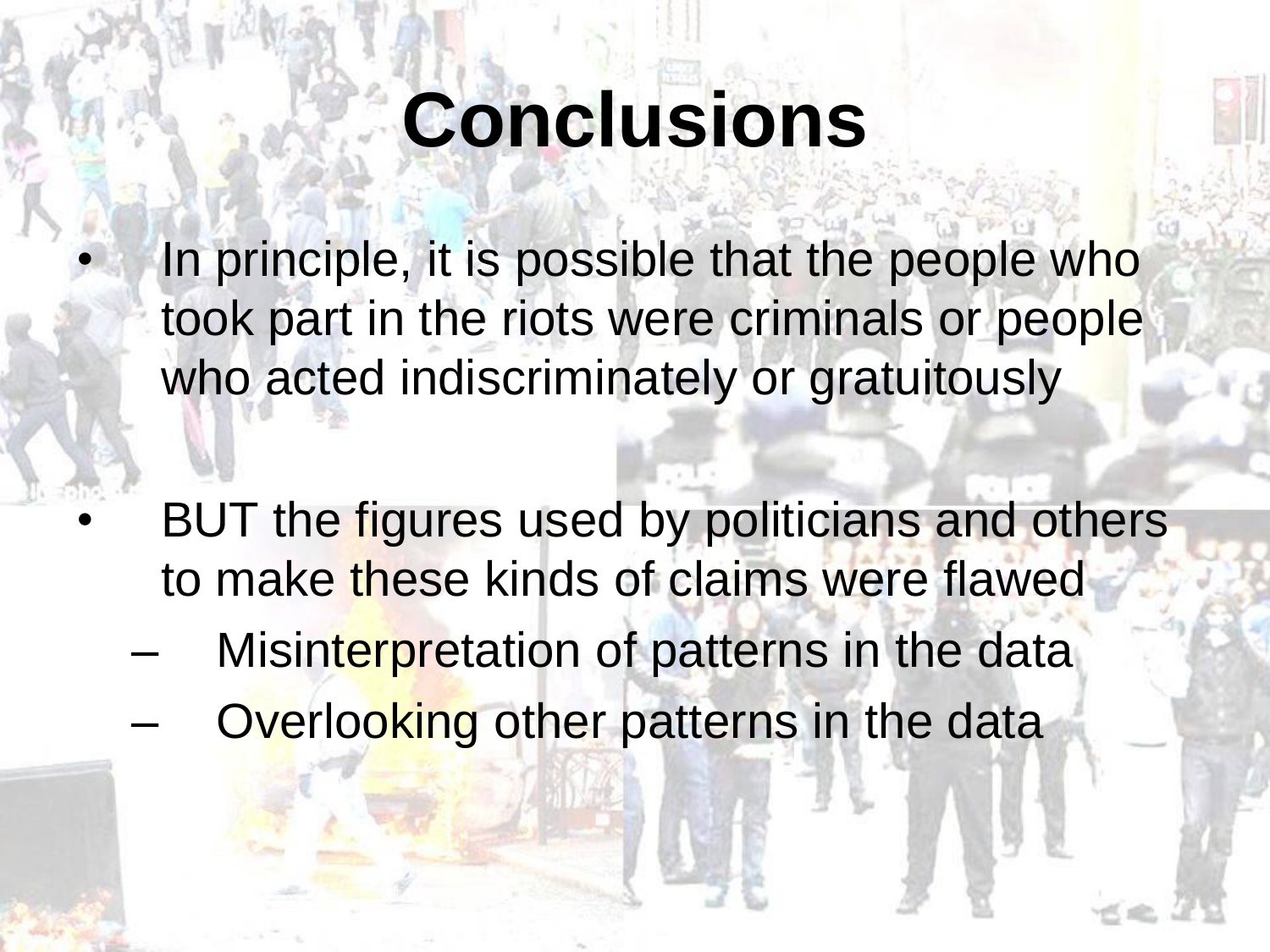# Conclusions

- In principle, it is possible that the people who took part in the riots were criminals or people who acted indiscriminately or gratuitously
- BUT the figures used by politicians and others to make these kinds of claims were flawed
  - Misinterpretation of patterns in the data
  - Overlooking other patterns in the data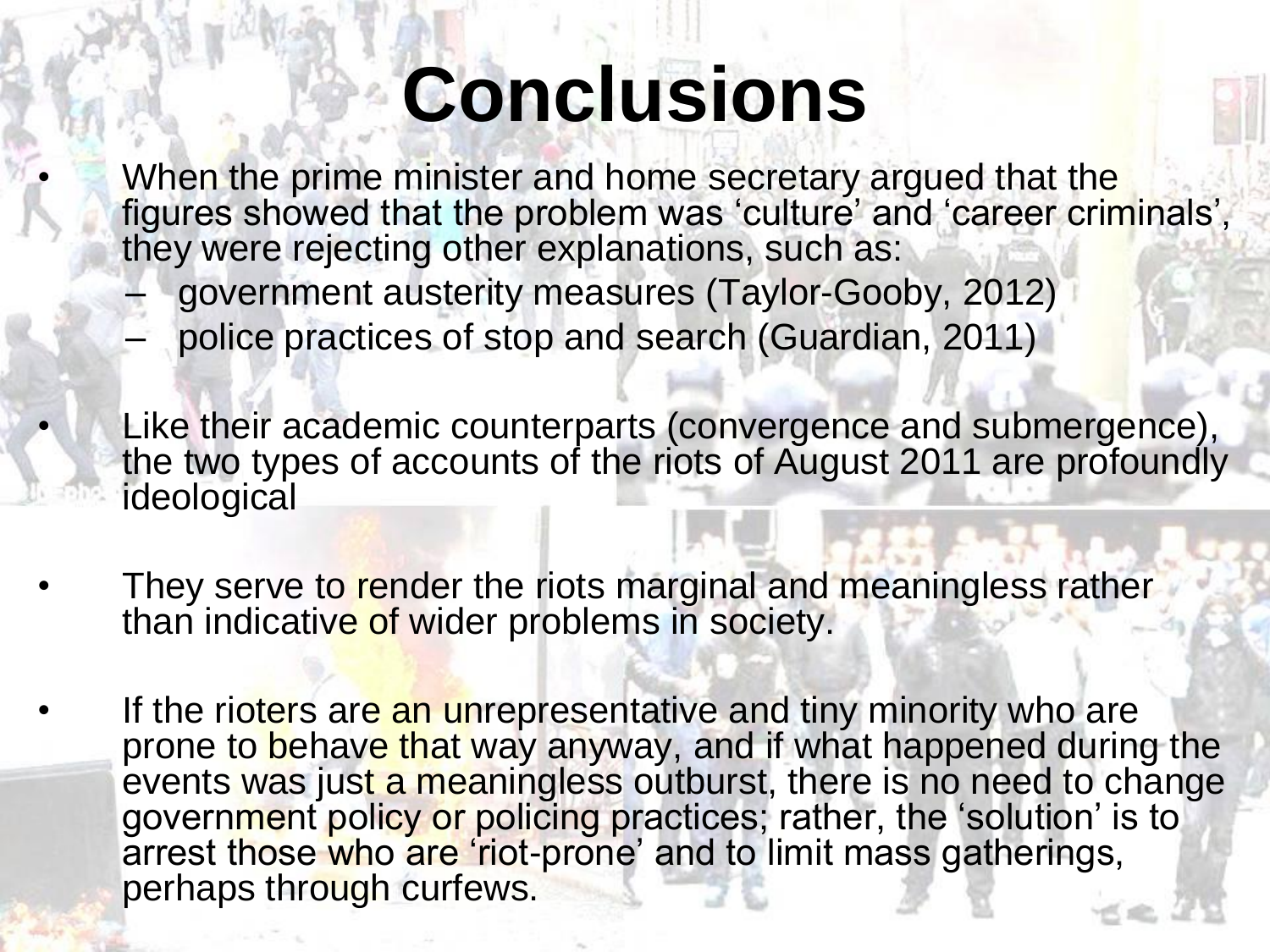# Conclusions

- When the prime minister and home secretary argued that the figures showed that the problem was ‘culture’ and ‘career criminals’, they were rejecting other explanations, such as:
  - government austerity measures (Taylor-Gooby, 2012)
  - police practices of stop and search (Guardian, 2011)
- Like their academic counterparts (convergence and submergence), the two types of accounts of the riots of August 2011 are profoundly ideological
- They serve to render the riots marginal and meaningless rather than indicative of wider problems in society.
- If the rioters are an unrepresentative and tiny minority who are prone to behave that way anyway, and if what happened during the events was just a meaningless outburst, there is no need to change government policy or policing practices; rather, the ‘solution’ is to arrest those who are ‘riot-prone’ and to limit mass gatherings, perhaps through curfews.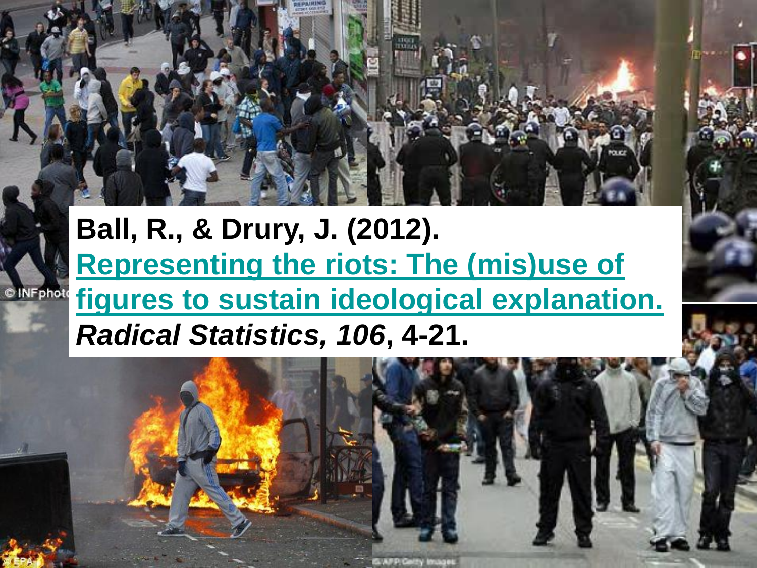**Ball, R., & Drury, J. (2012).**
**Representing the riots: The (mis)use of figures to sustain ideological explanation.**
***Radical Statistics, 106*, 4-21.**